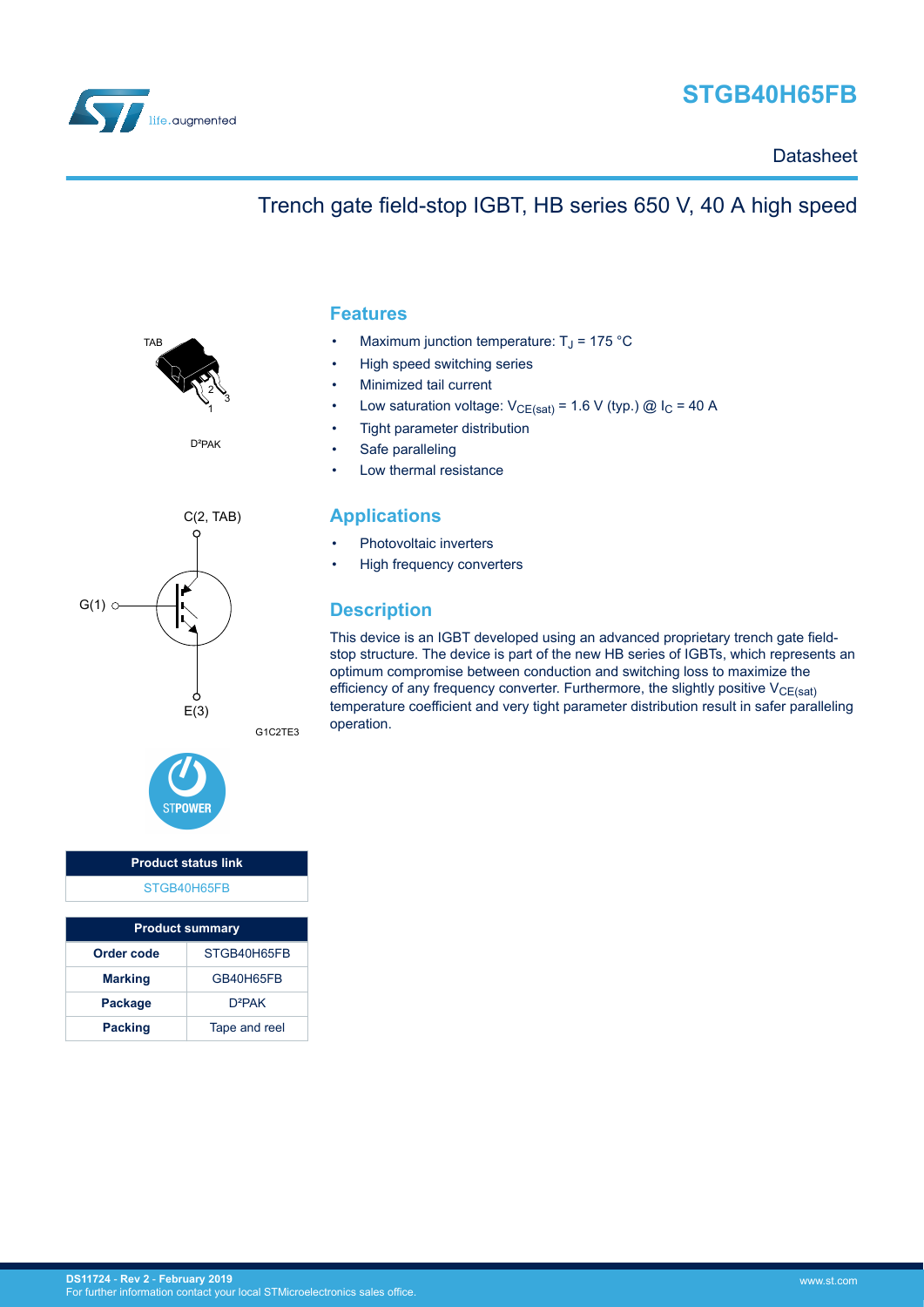# STGB40H65FB

Datasheet

## Trench gate field-stop IGBT, HB series 650 V, 40 A high speed

TAB

D²PAK

C(2, TAB)

G(1)

E(3)

G1C2TE3

## Features

- Maximum junction temperature: $T_J$ = 175 °C
- High speed switching series
- Minimized tail current
- Low saturation voltage: $V_{CE(sat)}$ = 1.6 V (typ.) @ $I_C$ = 40 A
- Tight parameter distribution
- Safe paralleling
- Low thermal resistance

## Applications

- Photovoltaic inverters
- High frequency converters

## Description

This device is an IGBT developed using an advanced proprietary trench gate field-stop structure. The device is part of the new HB series of IGBTs, which represents an optimum compromise between conduction and switching loss to maximize the efficiency of any frequency converter. Furthermore, the slightly positive $V_{CE(sat)}$ temperature coefficient and very tight parameter distribution result in safer paralleling operation.

| Product status link |
| --- |
| STGB40H65FB |

| Product summary | |
| --- | --- |
| **Order code** | STGB40H65FB |
| **Marking** | GB40H65FB |
| **Package** | D²PAK |
| **Packing** | Tape and reel |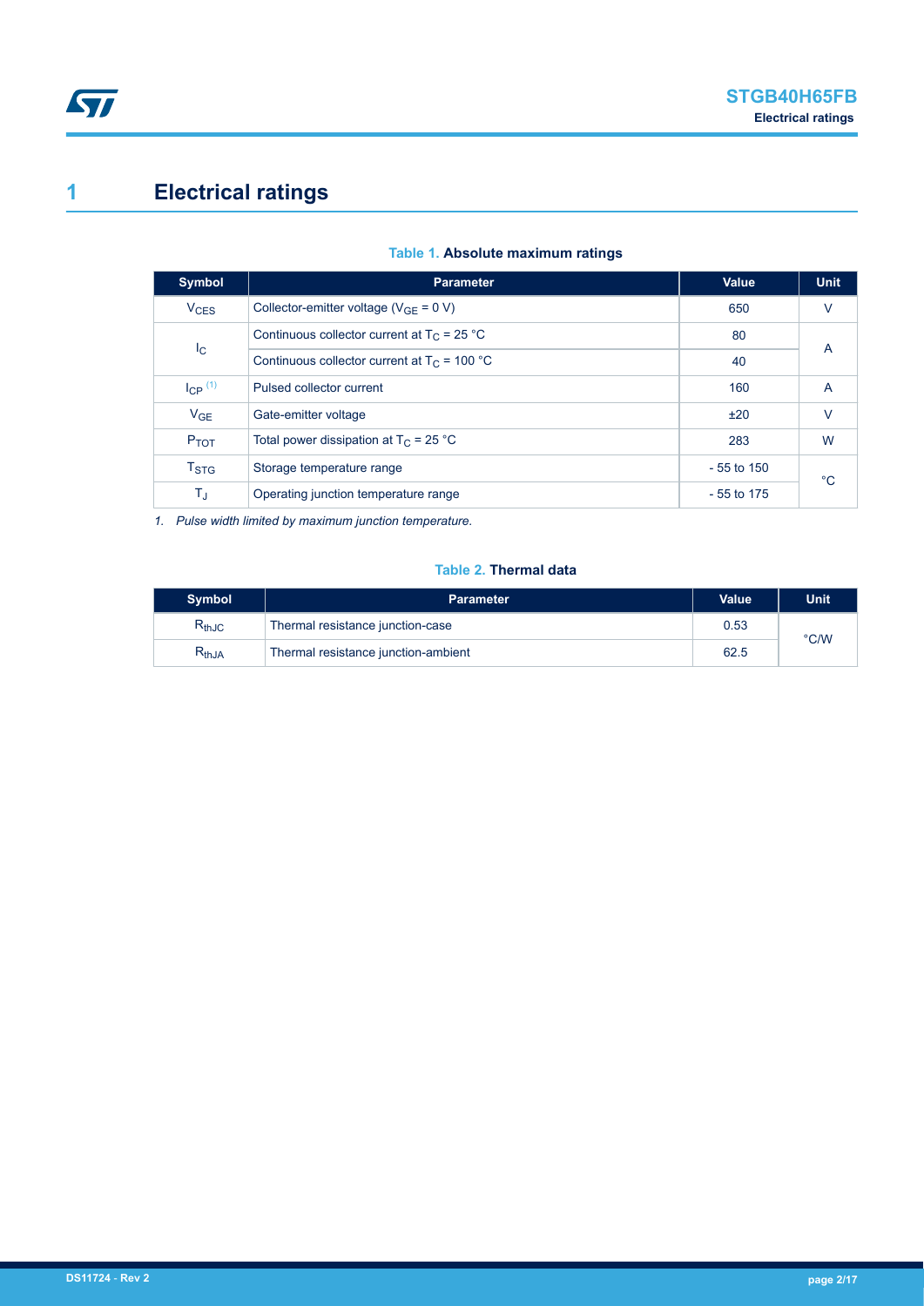# 1 Electrical ratings

**Table 1. Absolute maximum ratings**

| Symbol | Parameter | Value | Unit |
| --- | --- | --- | --- |
| $V_{CES}$ | Collector-emitter voltage ($V_{GE}$ = 0 V) | 650 | V |
| $I_C$ | Continuous collector current at $T_C$ = 25 °C | 80 | A |
| | Continuous collector current at $T_C$ = 100 °C | 40 | |
| $I_{CP}$ [(1)] | Pulsed collector current | 160 | A |
| $V_{GE}$ | Gate-emitter voltage | ±20 | V |
| $P_{TOT}$ | Total power dissipation at $T_C$ = 25 °C | 283 | W |
| $T_{STG}$ | Storage temperature range | - 55 to 150 | °C |
| $T_J$ | Operating junction temperature range | - 55 to 175 | |

*1. Pulse width limited by maximum junction temperature.*

**Table 2. Thermal data**

| Symbol | Parameter | Value | Unit |
| --- | --- | --- | --- |
| $R_{thJC}$ | Thermal resistance junction-case | 0.53 | °C/W |
| $R_{thJA}$ | Thermal resistance junction-ambient | 62.5 | |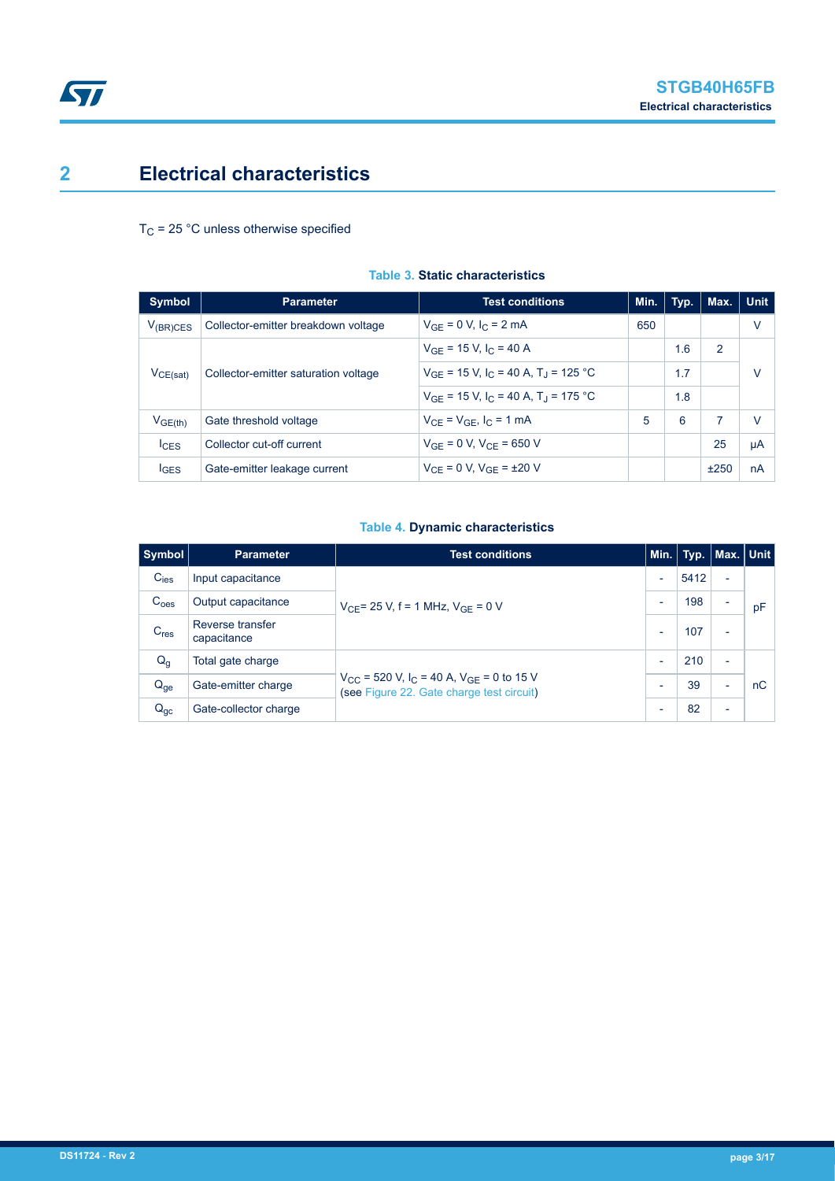# 2 Electrical characteristics

$T_C$ = 25 °C unless otherwise specified

**Table 3. Static characteristics**

| Symbol | Parameter | Test conditions | Min. | Typ. | Max. | Unit |
|---|---|---|---|---|---|---|
| $V_{(BR)CES}$ | Collector-emitter breakdown voltage | $V_{GE}$ = 0 V, $I_C$ = 2 mA | 650 | | | V |
| $V_{CE(sat)}$ | Collector-emitter saturation voltage | $V_{GE}$ = 15 V, $I_C$ = 40 A | | 1.6 | 2 | V |
| | | $V_{GE}$ = 15 V, $I_C$ = 40 A, $T_J$ = 125 °C | | 1.7 | | |
| | | $V_{GE}$ = 15 V, $I_C$ = 40 A, $T_J$ = 175 °C | | 1.8 | | |
| $V_{GE(th)}$ | Gate threshold voltage | $V_{CE}$ = $V_{GE}$, $I_C$ = 1 mA | 5 | 6 | 7 | V |
| $I_{CES}$ | Collector cut-off current | $V_{GE}$ = 0 V, $V_{CE}$ = 650 V | | | 25 | µA |
| $I_{GES}$ | Gate-emitter leakage current | $V_{CE}$ = 0 V, $V_{GE}$ = ±20 V | | | ±250 | nA |

**Table 4. Dynamic characteristics**

| Symbol | Parameter | Test conditions | Min. | Typ. | Max. | Unit |
|---|---|---|---|---|---|---|
| $C_{ies}$ | Input capacitance | $V_{CE}$= 25 V, f = 1 MHz, $V_{GE}$ = 0 V | - | 5412 | - | pF |
| $C_{oes}$ | Output capacitance | | - | 198 | - | |
| $C_{res}$ | Reverse transfer capacitance | | - | 107 | - | |
| $Q_g$ | Total gate charge | $V_{CC}$ = 520 V, $I_C$ = 40 A, $V_{GE}$ = 0 to 15 V (see Figure 22. Gate charge test circuit) | - | 210 | - | nC |
| $Q_{ge}$ | Gate-emitter charge | | - | 39 | - | |
| $Q_{gc}$ | Gate-collector charge | | - | 82 | - | |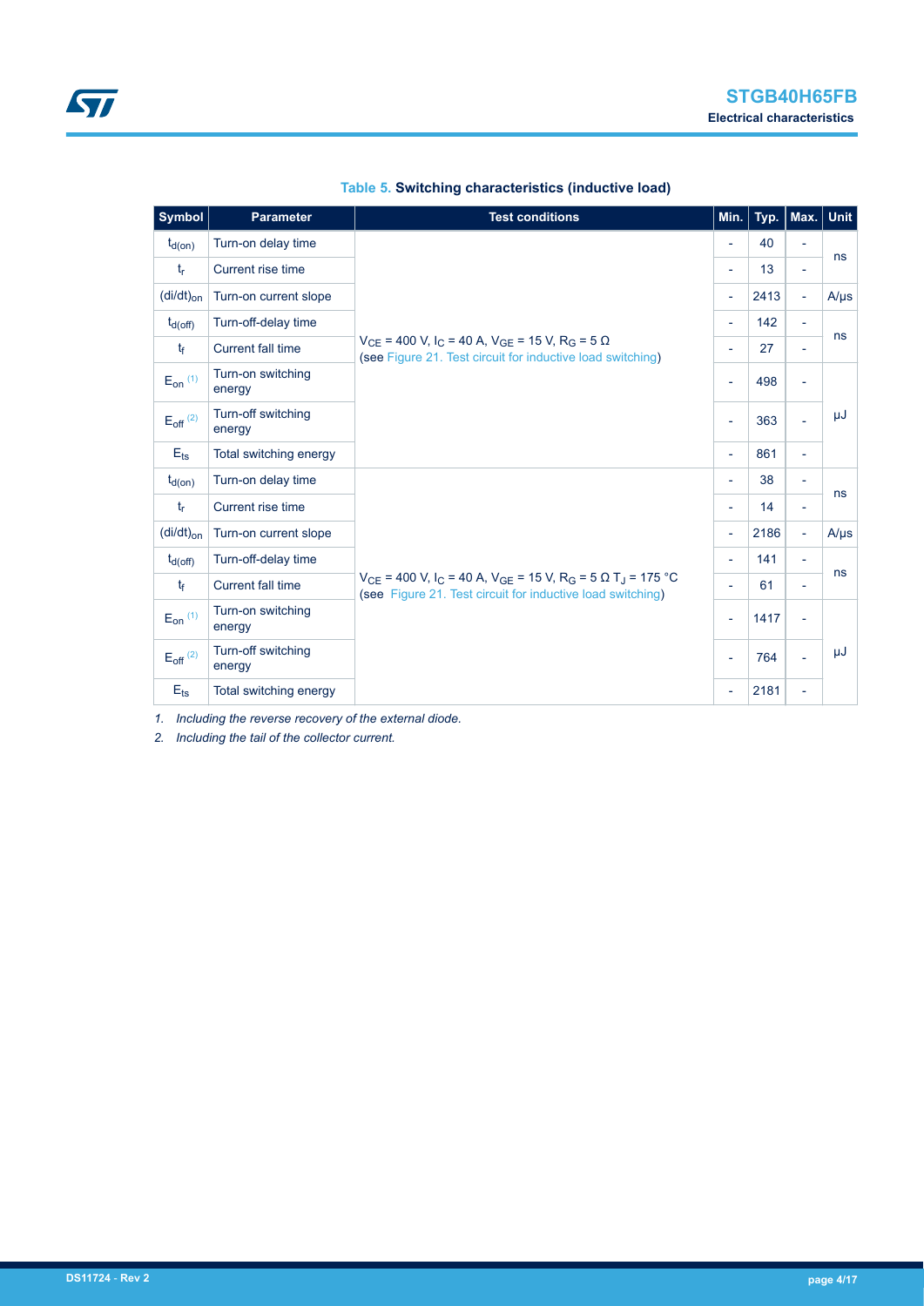**Table 5. Switching characteristics (inductive load)**

| Symbol | Parameter | Test conditions | Min. | Typ. | Max. | Unit |
|---|---|---|---|---|---|---|
| $t_{d(on)}$ | Turn-on delay time | $V_{CE}$ = 400 V, $I_C$ = 40 A, $V_{GE}$ = 15 V, $R_G$ = 5 Ω (see Figure 21. Test circuit for inductive load switching) | - | 40 | - | ns |
| $t_r$ | Current rise time | | - | 13 | - | ns |
| $(di/dt)_{on}$ | Turn-on current slope | | - | 2413 | - | A/µs |
| $t_{d(off)}$ | Turn-off-delay time | | - | 142 | - | ns |
| $t_f$ | Current fall time | | - | 27 | - | ns |
| $E_{on}$ (1) | Turn-on switching energy | | - | 498 | - | µJ |
| $E_{off}$ (2) | Turn-off switching energy | | - | 363 | - | µJ |
| $E_{ts}$ | Total switching energy | | - | 861 | - | µJ |
| $t_{d(on)}$ | Turn-on delay time | $V_{CE}$ = 400 V, $I_C$ = 40 A, $V_{GE}$ = 15 V, $R_G$ = 5 Ω $T_J$ = 175 °C (see Figure 21. Test circuit for inductive load switching) | - | 38 | - | ns |
| $t_r$ | Current rise time | | - | 14 | - | ns |
| $(di/dt)_{on}$ | Turn-on current slope | | - | 2186 | - | A/µs |
| $t_{d(off)}$ | Turn-off-delay time | | - | 141 | - | ns |
| $t_f$ | Current fall time | | - | 61 | - | ns |
| $E_{on}$ (1) | Turn-on switching energy | | - | 1417 | - | µJ |
| $E_{off}$ (2) | Turn-off switching energy | | - | 764 | - | µJ |
| $E_{ts}$ | Total switching energy | | - | 2181 | - | µJ |

1. *Including the reverse recovery of the external diode.*
2. *Including the tail of the collector current.*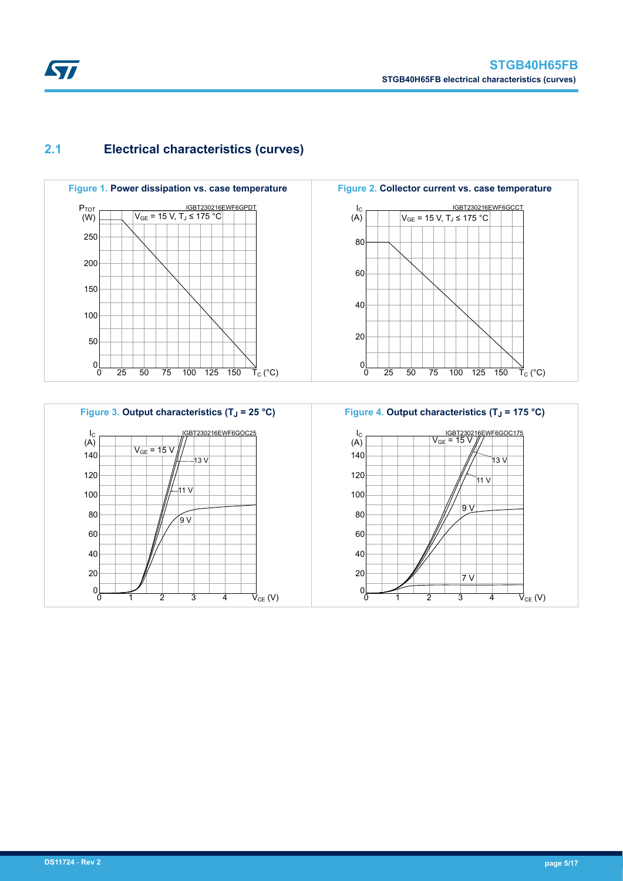## 2.1 Electrical characteristics (curves)

**Figure 1. Power dissipation vs. case temperature**

**Figure 2. Collector current vs. case temperature**

**Figure 3. Output characteristics ($T_J$ = 25 °C)**

**Figure 4. Output characteristics ($T_J$ = 175 °C)**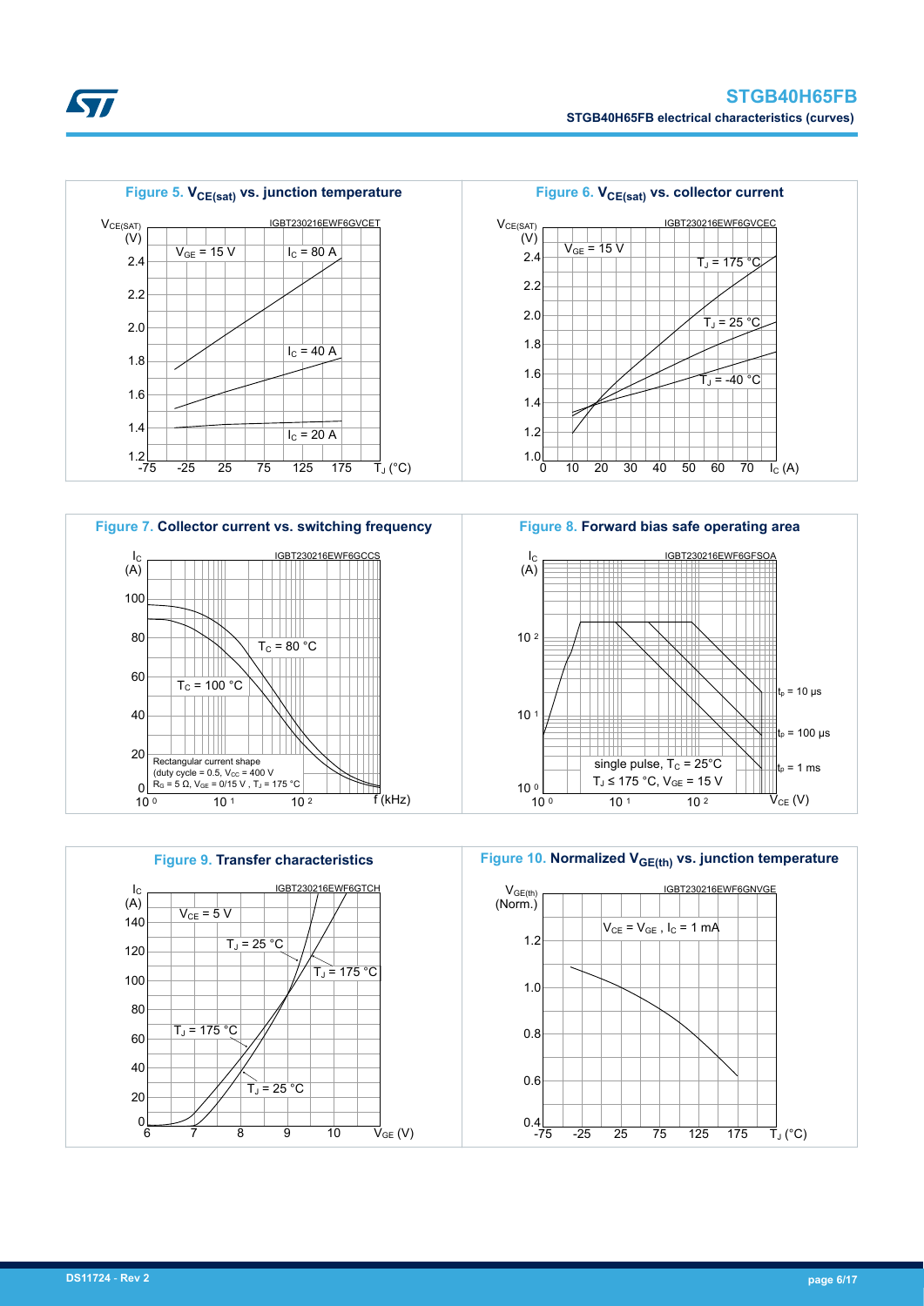**Figure 5.** $V_{CE(sat)}$ **vs. junction temperature**

IGBT230216EWF6GVCET

$V_{CE(SAT)}$ (V); $V_{GE}$ = 15 V; $I_C$ = 80 A; $I_C$ = 40 A; $I_C$ = 20 A; $T_J$ (°C)

**Figure 6.** $V_{CE(sat)}$ **vs. collector current**

IGBT230216EWF6GVCEC

$V_{CE(SAT)}$ (V); $V_{GE}$ = 15 V; $T_J$ = 175 °C; $T_J$ = 25 °C; $T_J$ = -40 °C; $I_C$ (A)

**Figure 7.** **Collector current vs. switching frequency**

IGBT230216EWF6GCCS

$I_C$ (A); $T_C$ = 80 °C; $T_C$ = 100 °C; Rectangular current shape (duty cycle = 0.5, $V_{CC}$ = 400 V $R_G$ = 5 Ω, $V_{GE}$ = 0/15 V , $T_J$ = 175 °C; f (kHz)

**Figure 8.** **Forward bias safe operating area**

IGBT230216EWF6GFSOA

$I_C$ (A); $t_p$ = 10 µs; $t_p$ = 100 µs; $t_p$ = 1 ms; single pulse, $T_C$ = 25°C $T_J$ ≤ 175 °C, $V_{GE}$ = 15 V; $V_{CE}$ (V)

**Figure 9.** **Transfer characteristics**

IGBT230216EWF6GTCH

$I_C$ (A); $V_{CE}$ = 5 V; $T_J$ = 25 °C; $T_J$ = 175 °C; $V_{GE}$ (V)

**Figure 10.** **Normalized** $V_{GE(th)}$ **vs. junction temperature**

IGBT230216EWF6GNVGE

$V_{GE(th)}$ (Norm.); $V_{CE}$ = $V_{GE}$ , $I_C$ = 1 mA; $T_J$ (°C)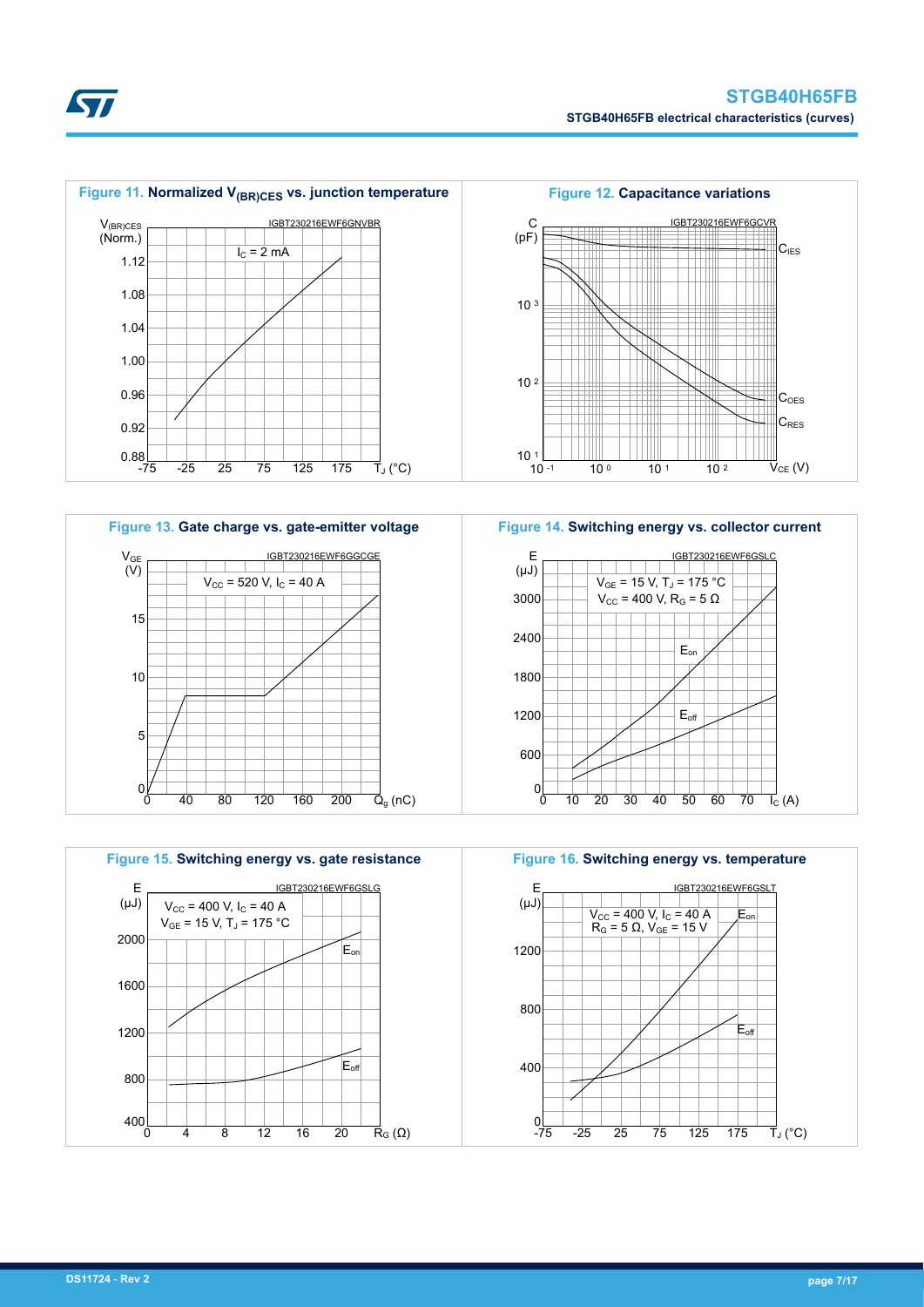Figure 11. Normalized $V_{(BR)CES}$ vs. junction temperature

Figure 12. Capacitance variations

Figure 13. Gate charge vs. gate-emitter voltage

Figure 14. Switching energy vs. collector current

Figure 15. Switching energy vs. gate resistance

Figure 16. Switching energy vs. temperature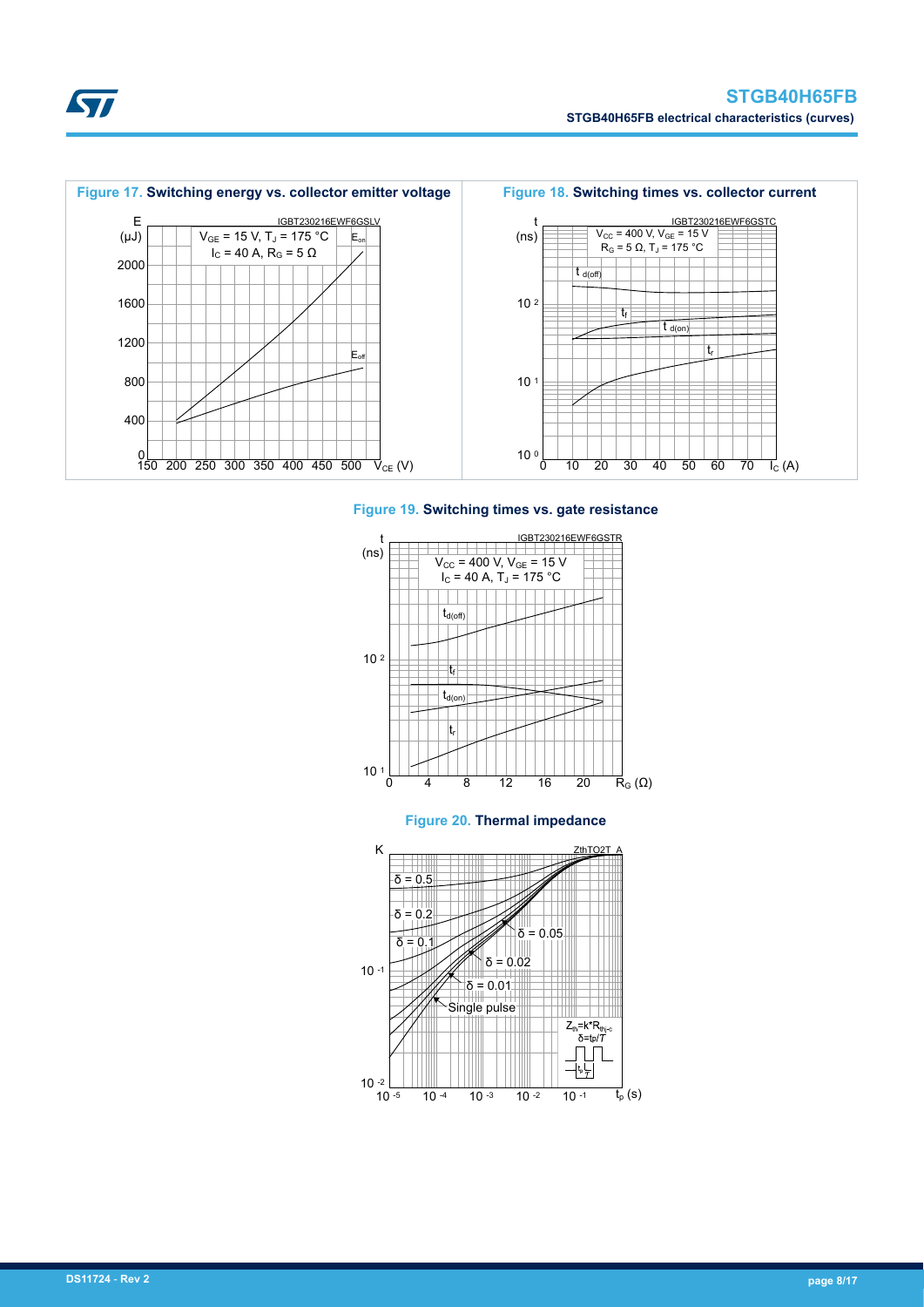**Figure 17.** Switching energy vs. collector emitter voltage

**Figure 18.** Switching times vs. collector current

**Figure 19.** Switching times vs. gate resistance

**Figure 20.** Thermal impedance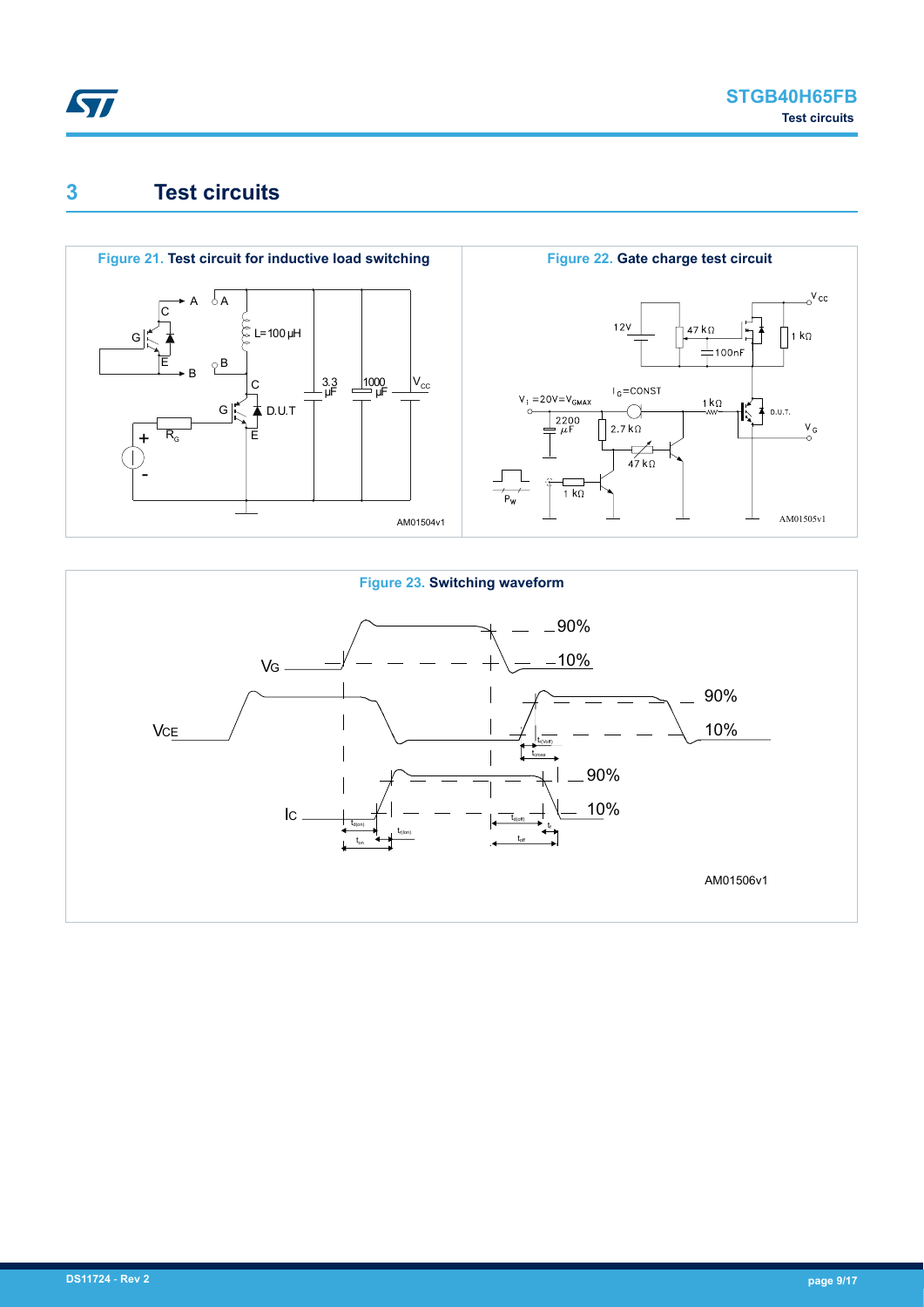# 3 Test circuits

**Figure 21. Test circuit for inductive load switching**

**Figure 22. Gate charge test circuit**

**Figure 23. Switching waveform**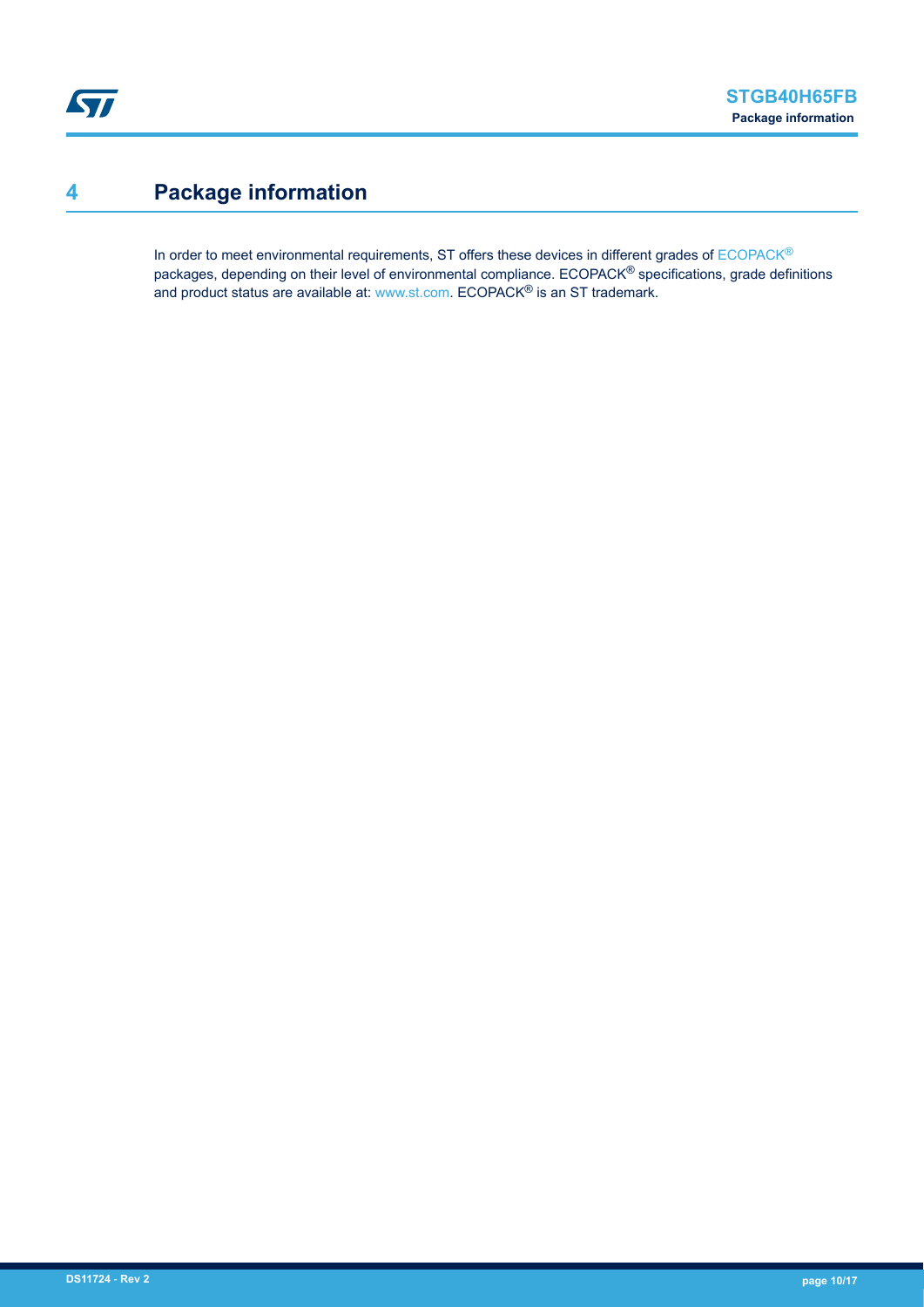# 4 Package information

In order to meet environmental requirements, ST offers these devices in different grades of ECOPACK® packages, depending on their level of environmental compliance. ECOPACK® specifications, grade definitions and product status are available at: www.st.com. ECOPACK® is an ST trademark.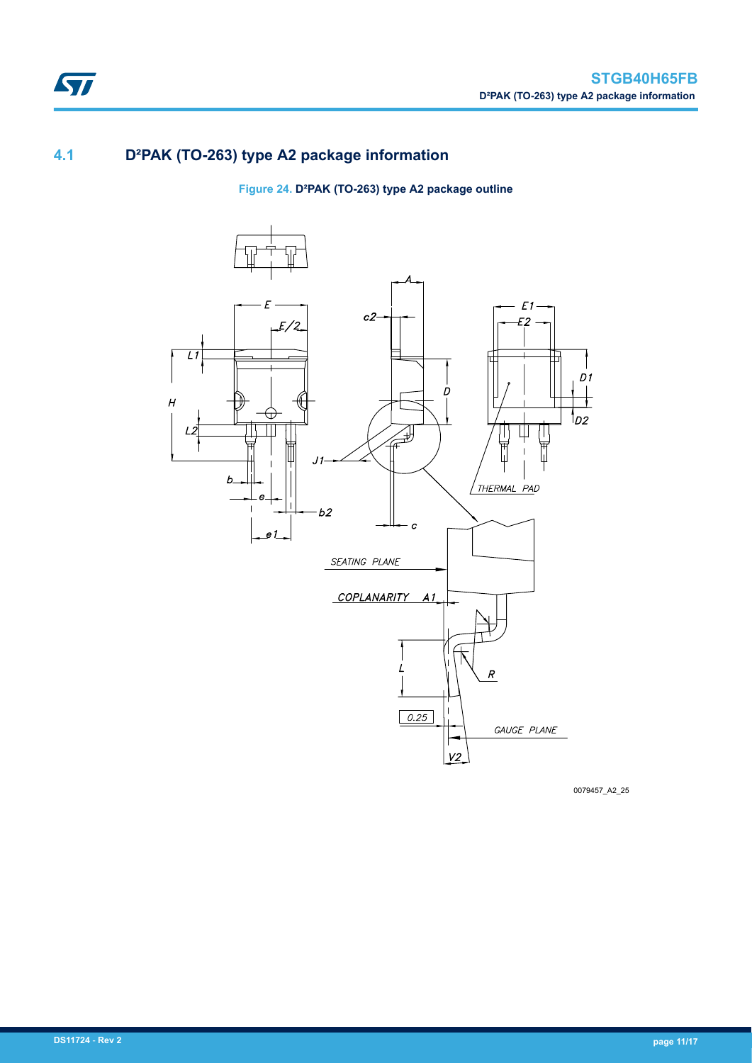## 4.1 D²PAK (TO-263) type A2 package information

Figure 24. D²PAK (TO-263) type A2 package outline

0079457_A2_25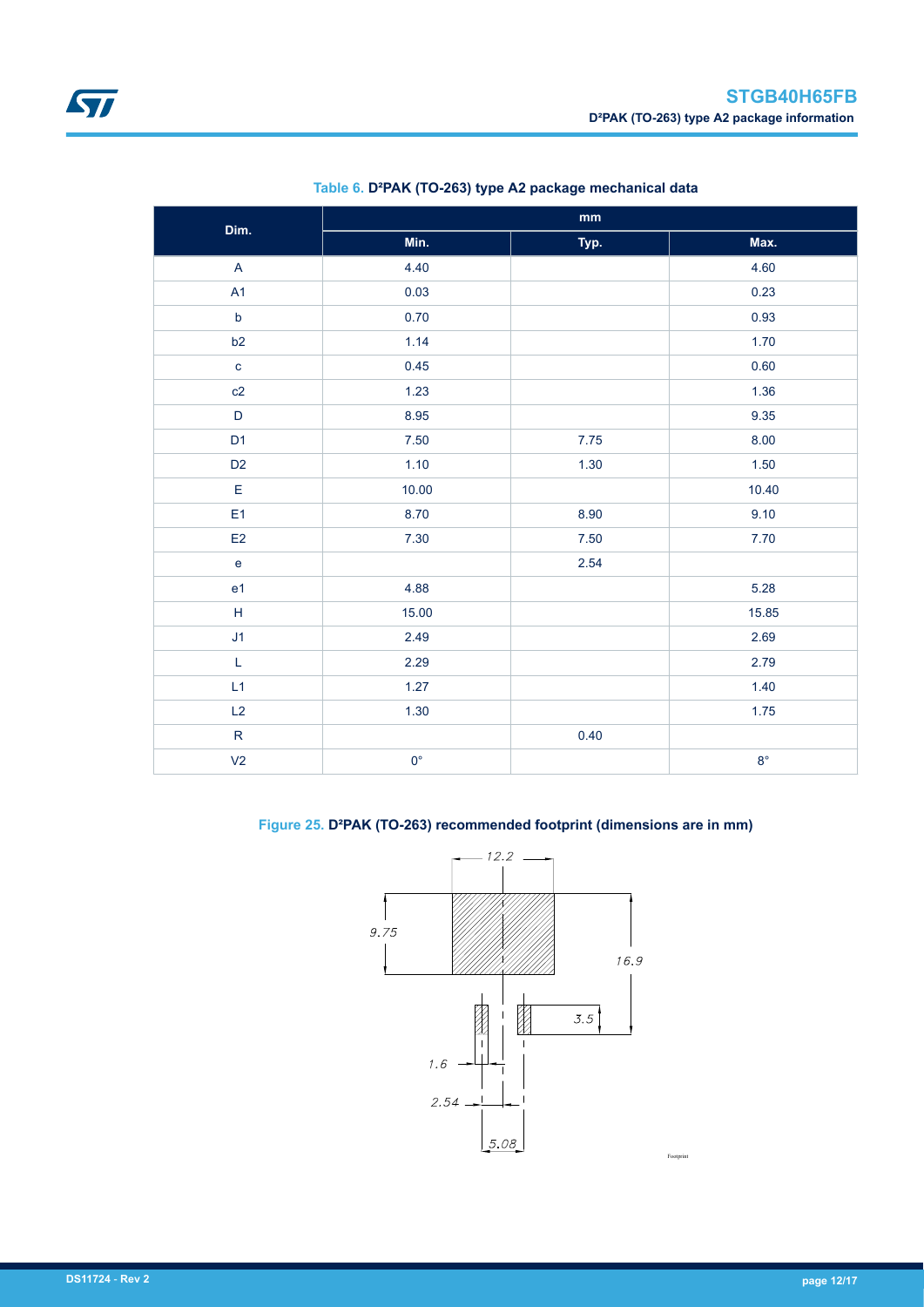Table 6. D²PAK (TO-263) type A2 package mechanical data

| Dim. | mm | | |
|---|---|---|---|
| | Min. | Typ. | Max. |
| A | 4.40 | | 4.60 |
| A1 | 0.03 | | 0.23 |
| b | 0.70 | | 0.93 |
| b2 | 1.14 | | 1.70 |
| c | 0.45 | | 0.60 |
| c2 | 1.23 | | 1.36 |
| D | 8.95 | | 9.35 |
| D1 | 7.50 | 7.75 | 8.00 |
| D2 | 1.10 | 1.30 | 1.50 |
| E | 10.00 | | 10.40 |
| E1 | 8.70 | 8.90 | 9.10 |
| E2 | 7.30 | 7.50 | 7.70 |
| e | | 2.54 | |
| e1 | 4.88 | | 5.28 |
| H | 15.00 | | 15.85 |
| J1 | 2.49 | | 2.69 |
| L | 2.29 | | 2.79 |
| L1 | 1.27 | | 1.40 |
| L2 | 1.30 | | 1.75 |
| R | | 0.40 | |
| V2 | 0° | | 8° |

Figure 25. D²PAK (TO-263) recommended footprint (dimensions are in mm)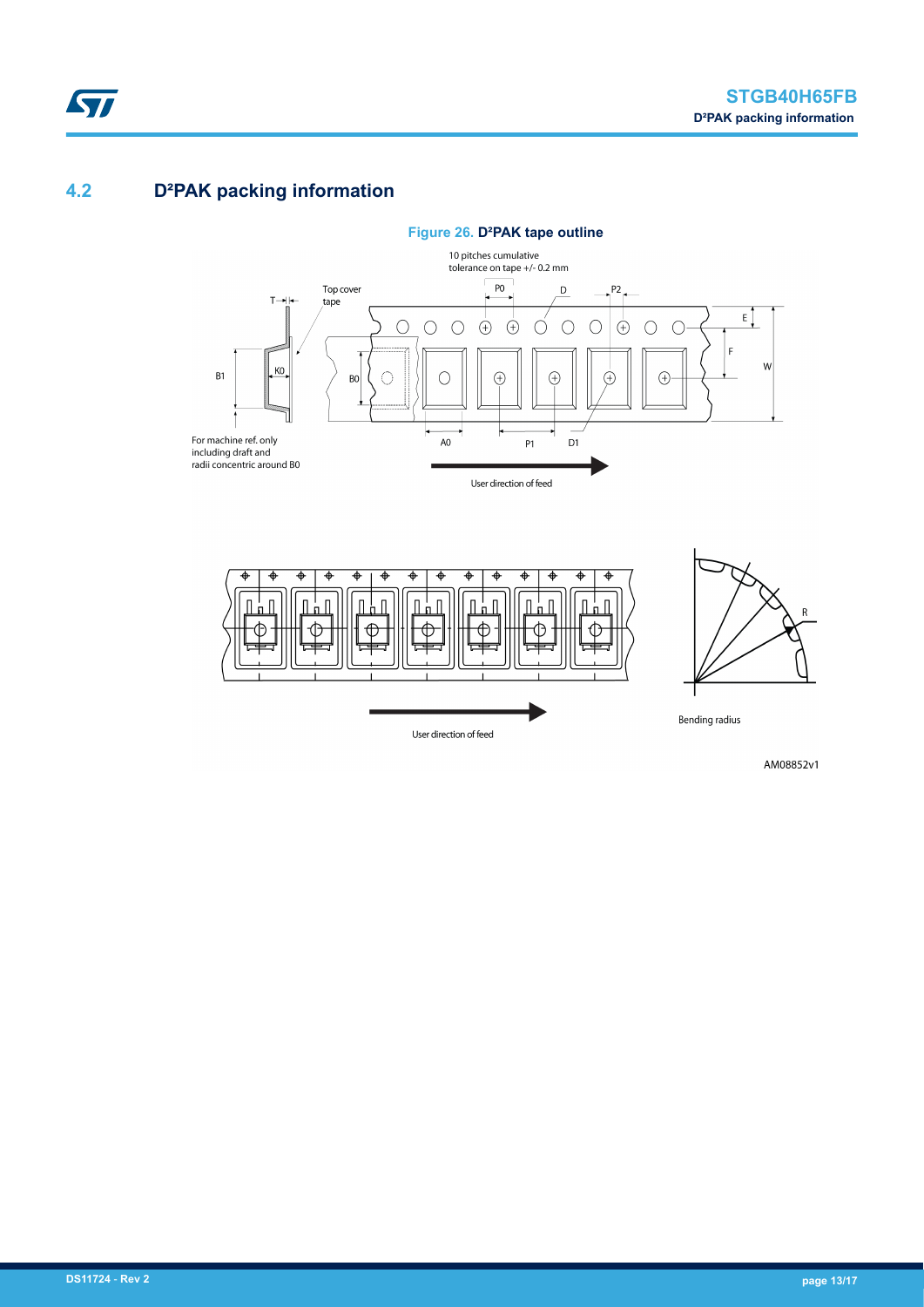## 4.2 D²PAK packing information

Figure 26. D²PAK tape outline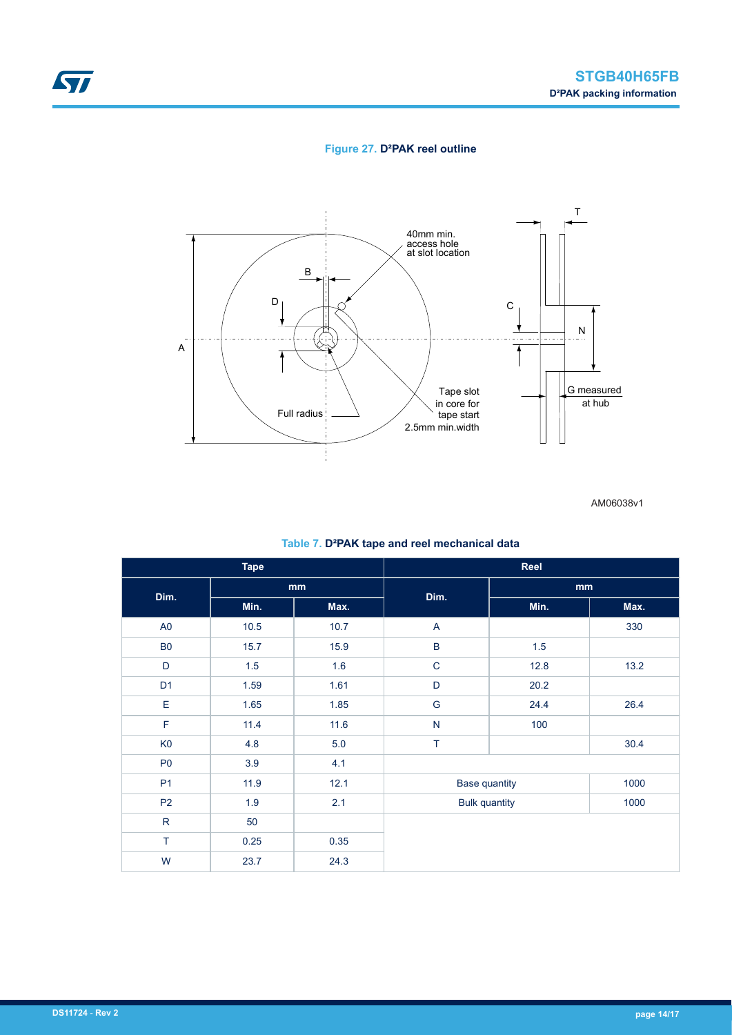**Figure 27. D²PAK reel outline**

AM06038v1

**Table 7. D²PAK tape and reel mechanical data**

| Tape | | | Reel | | |
|---|---|---|---|---|---|
| Dim. | mm | | Dim. | mm | |
| | Min. | Max. | | Min. | Max. |
| A0 | 10.5 | 10.7 | A | | 330 |
| B0 | 15.7 | 15.9 | B | 1.5 | |
| D | 1.5 | 1.6 | C | 12.8 | 13.2 |
| D1 | 1.59 | 1.61 | D | 20.2 | |
| E | 1.65 | 1.85 | G | 24.4 | 26.4 |
| F | 11.4 | 11.6 | N | 100 | |
| K0 | 4.8 | 5.0 | T | | 30.4 |
| P0 | 3.9 | 4.1 | | | |
| P1 | 11.9 | 12.1 | Base quantity | | 1000 |
| P2 | 1.9 | 2.1 | Bulk quantity | | 1000 |
| R | 50 | | | | |
| T | 0.25 | 0.35 | | | |
| W | 23.7 | 24.3 | | | |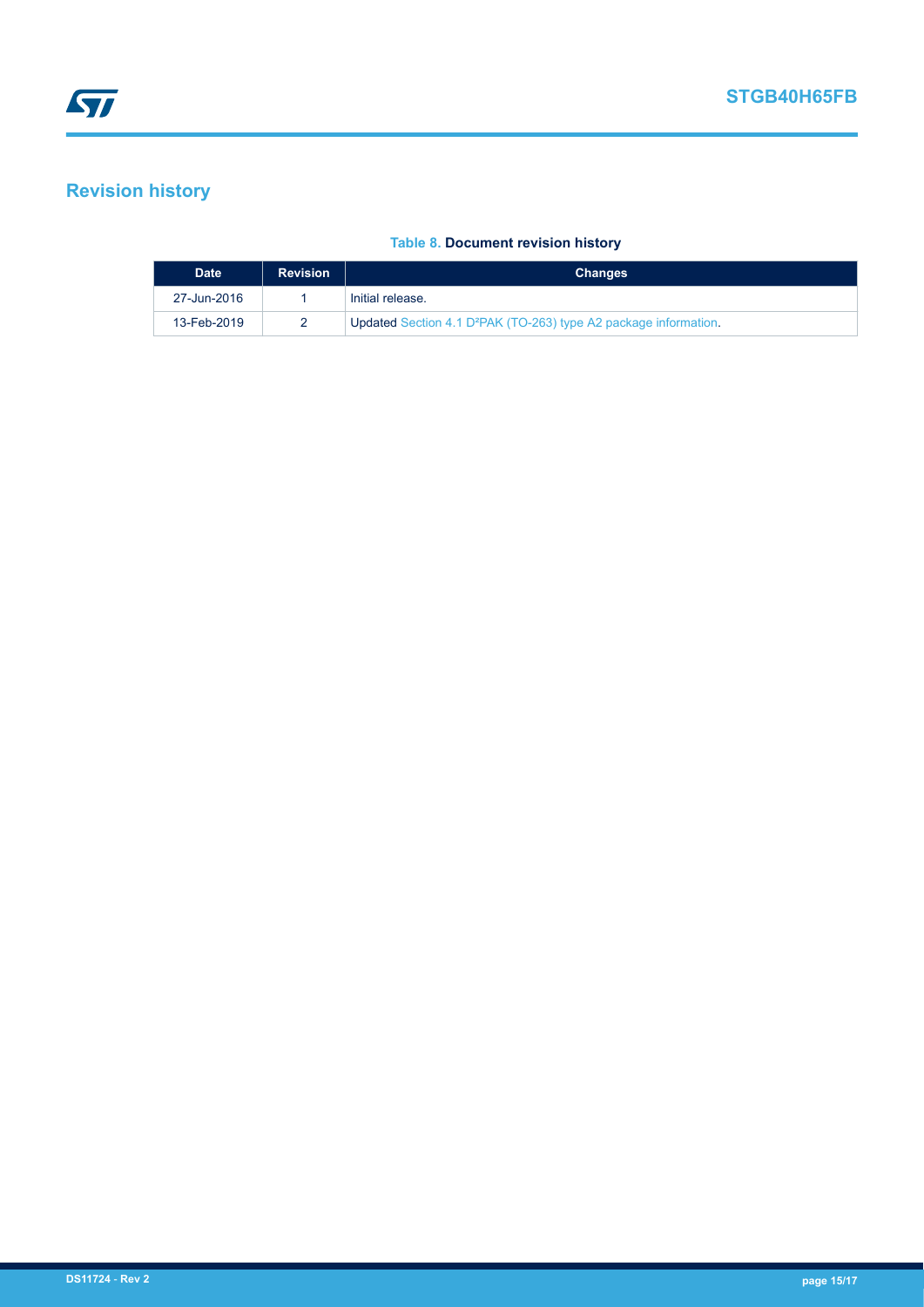# Revision history

**Table 8. Document revision history**

| Date | Revision | Changes |
| --- | --- | --- |
| 27-Jun-2016 | 1 | Initial release. |
| 13-Feb-2019 | 2 | Updated Section 4.1 D²PAK (TO-263) type A2 package information. |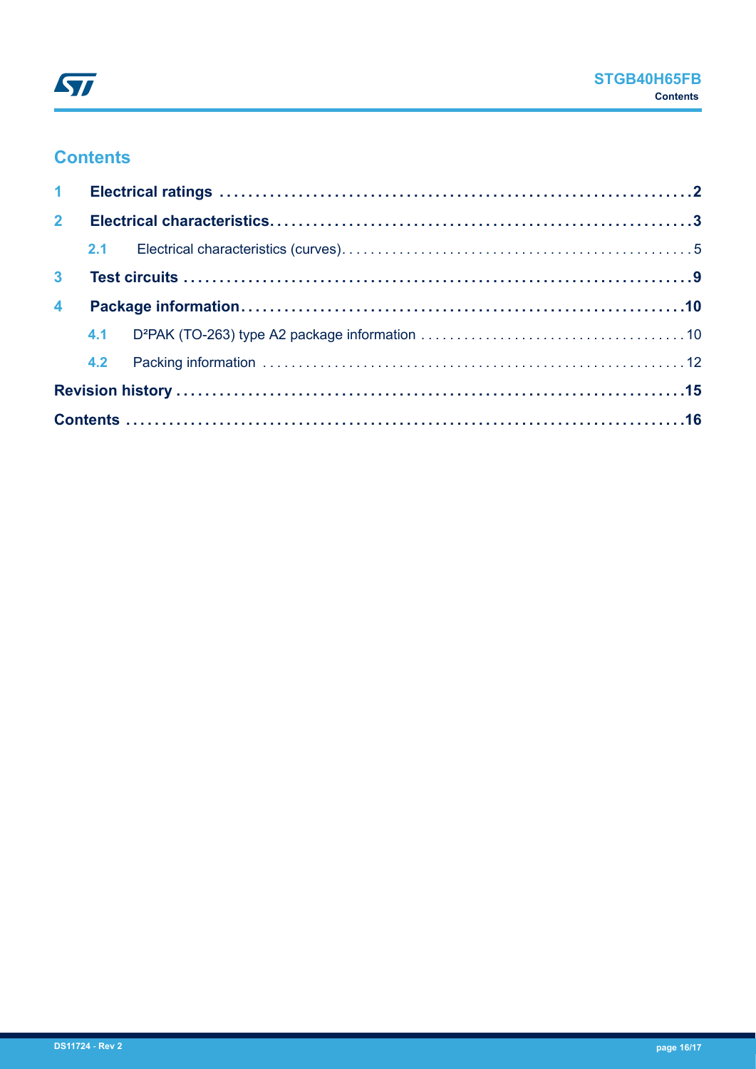# Contents

| | | |
|---|---|---|
| **1** | **Electrical ratings** | **2** |
| **2** | **Electrical characteristics** | **3** |
| 2.1 | Electrical characteristics (curves) | 5 |
| **3** | **Test circuits** | **9** |
| **4** | **Package information** | **10** |
| 4.1 | D²PAK (TO-263) type A2 package information | 10 |
| 4.2 | Packing information | 12 |
| **Revision history** | | **15** |
| **Contents** | | **16** |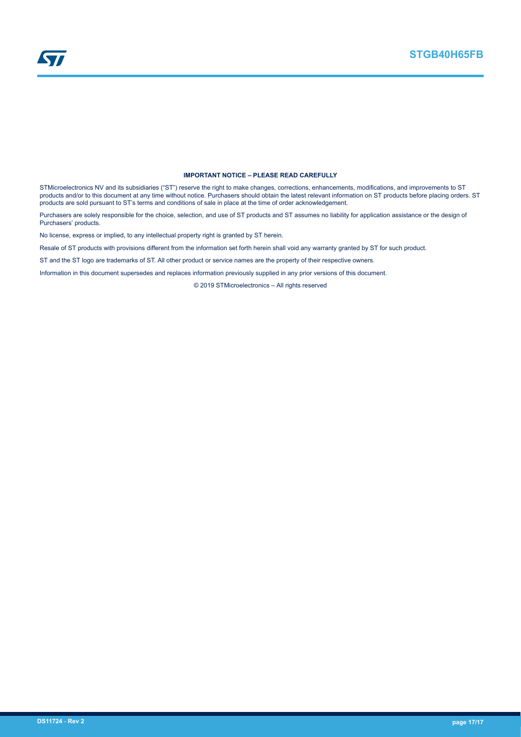**IMPORTANT NOTICE – PLEASE READ CAREFULLY**

STMicroelectronics NV and its subsidiaries ("ST") reserve the right to make changes, corrections, enhancements, modifications, and improvements to ST products and/or to this document at any time without notice. Purchasers should obtain the latest relevant information on ST products before placing orders. ST products are sold pursuant to ST's terms and conditions of sale in place at the time of order acknowledgement.

Purchasers are solely responsible for the choice, selection, and use of ST products and ST assumes no liability for application assistance or the design of Purchasers' products.

No license, express or implied, to any intellectual property right is granted by ST herein.

Resale of ST products with provisions different from the information set forth herein shall void any warranty granted by ST for such product.

ST and the ST logo are trademarks of ST. All other product or service names are the property of their respective owners.

Information in this document supersedes and replaces information previously supplied in any prior versions of this document.

© 2019 STMicroelectronics – All rights reserved